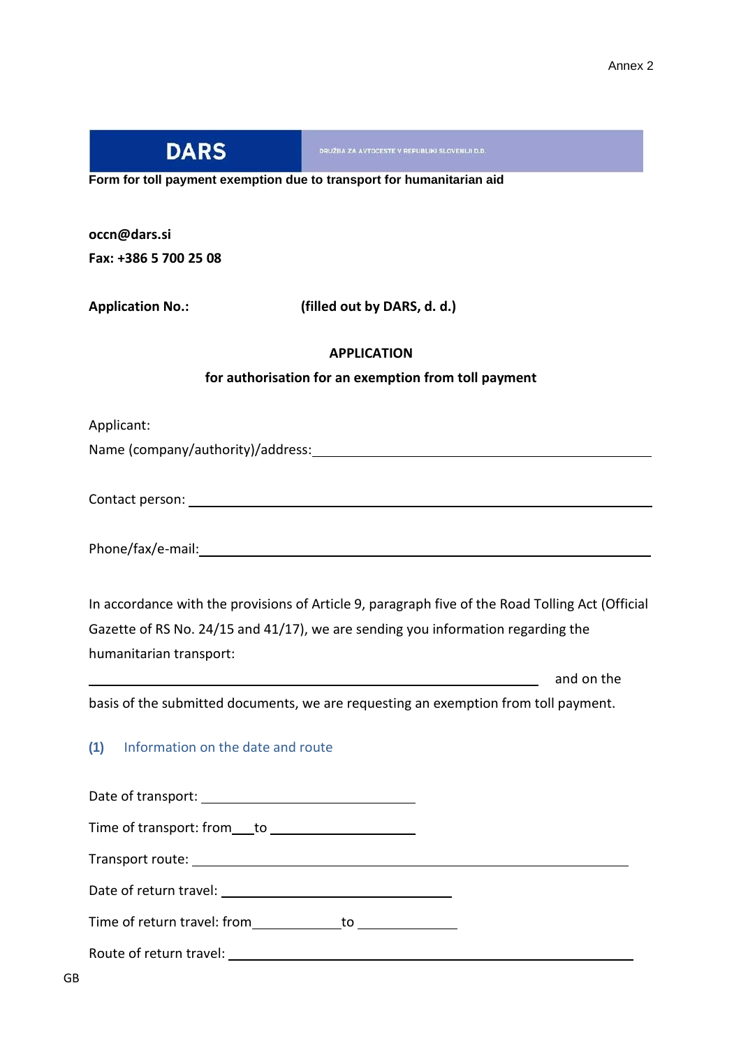Annex 2

**DARS** DRUŽBA ZA AVTOCESTE V REPUBLIKI SLOVENIJI D.D.

**Form for toll payment exemption due to transport for humanitarian aid**

**occn@dars.si**

**Fax: +386 5 700 25 08**

**Application No.:** **(filled out by DARS, d. d.)**

**APPLICATION**

**for authorisation for an exemption from toll payment**

Applicant:

Name (company/authority)/address: ____________________

Contact person: ____________________

Phone/fax/e-mail: ____________________

In accordance with the provisions of Article 9, paragraph five of the Road Tolling Act (Official Gazette of RS No. 24/15 and 41/17), we are sending you information regarding the humanitarian transport:

____________________ and on the basis of the submitted documents, we are requesting an exemption from toll payment.

## (1) Information on the date and route

Date of transport: ____________________

Time of transport: from ___ to ____________________

Transport route: ____________________

Date of return travel: ____________________

Time of return travel: from ____________ to ____________

Route of return travel: ____________________

GB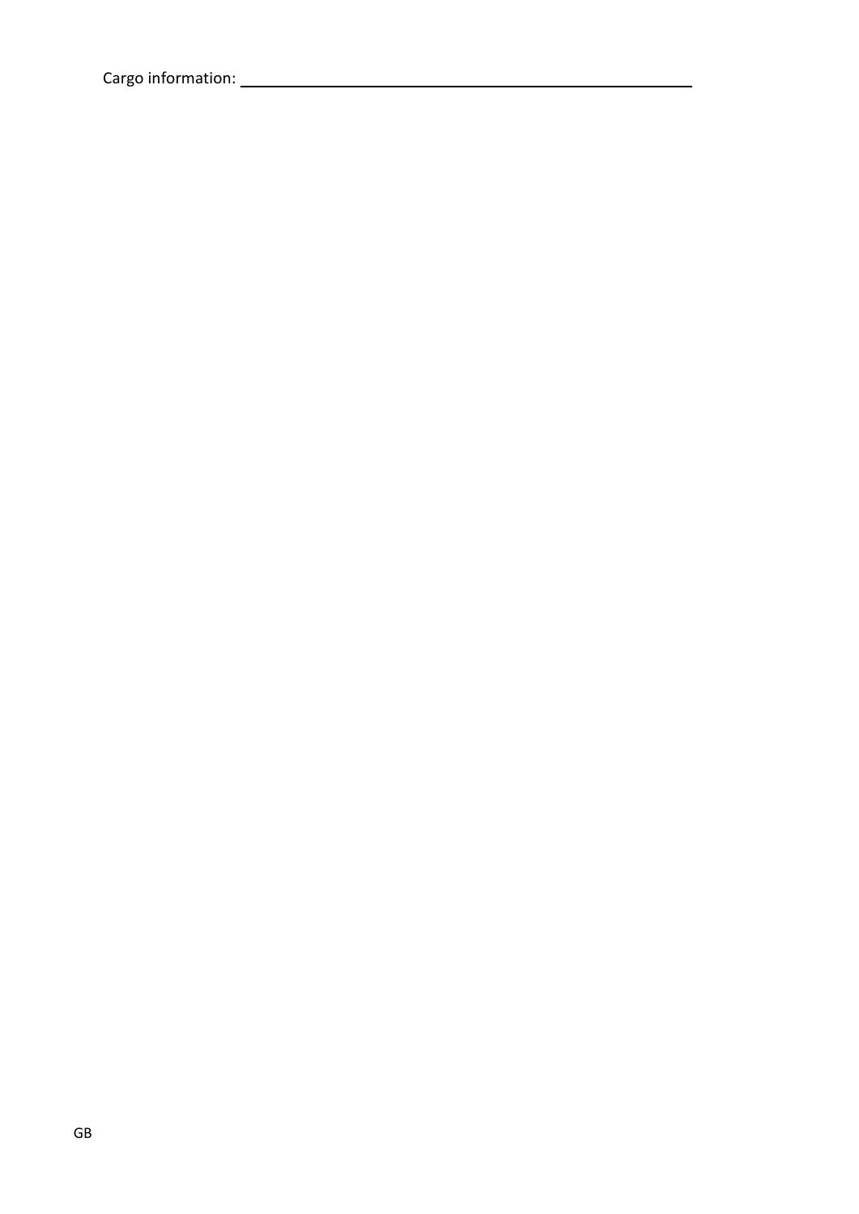Cargo information: ___________________________________________

GB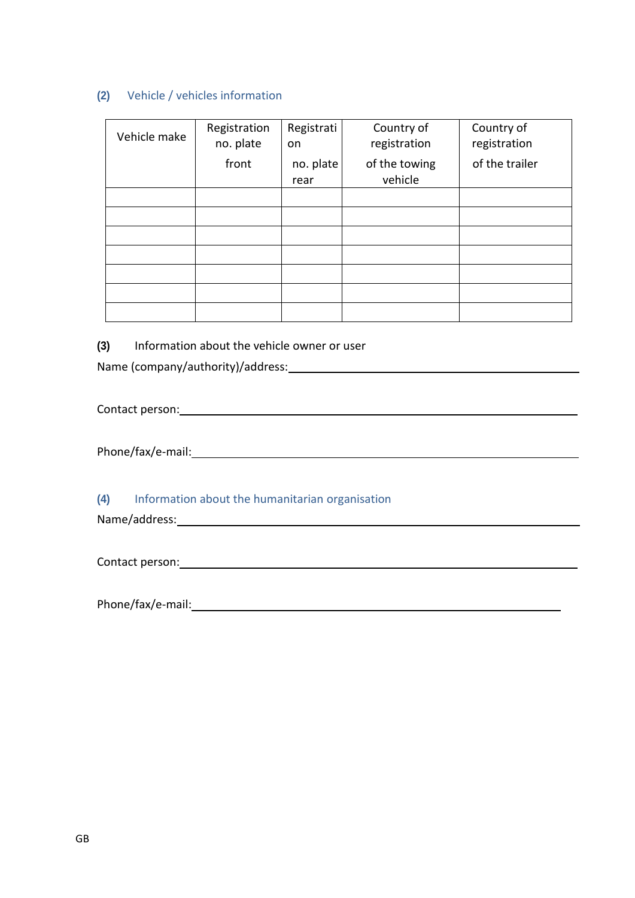## (2) Vehicle / vehicles information

| Vehicle make | Registration no. plate front | Registration no. plate rear | Country of registration of the towing vehicle | Country of registration of the trailer |
|---|---|---|---|---|
| | | | | |
| | | | | |
| | | | | |
| | | | | |
| | | | | |
| | | | | |
| | | | | |

**(3)** Information about the vehicle owner or user

Name (company/authority)/address: ____________________________________________

Contact person: ____________________________________________

Phone/fax/e-mail: ____________________________________________

## (4) Information about the humanitarian organisation

Name/address: ____________________________________________

Contact person: ____________________________________________

Phone/fax/e-mail: ____________________________________________

GB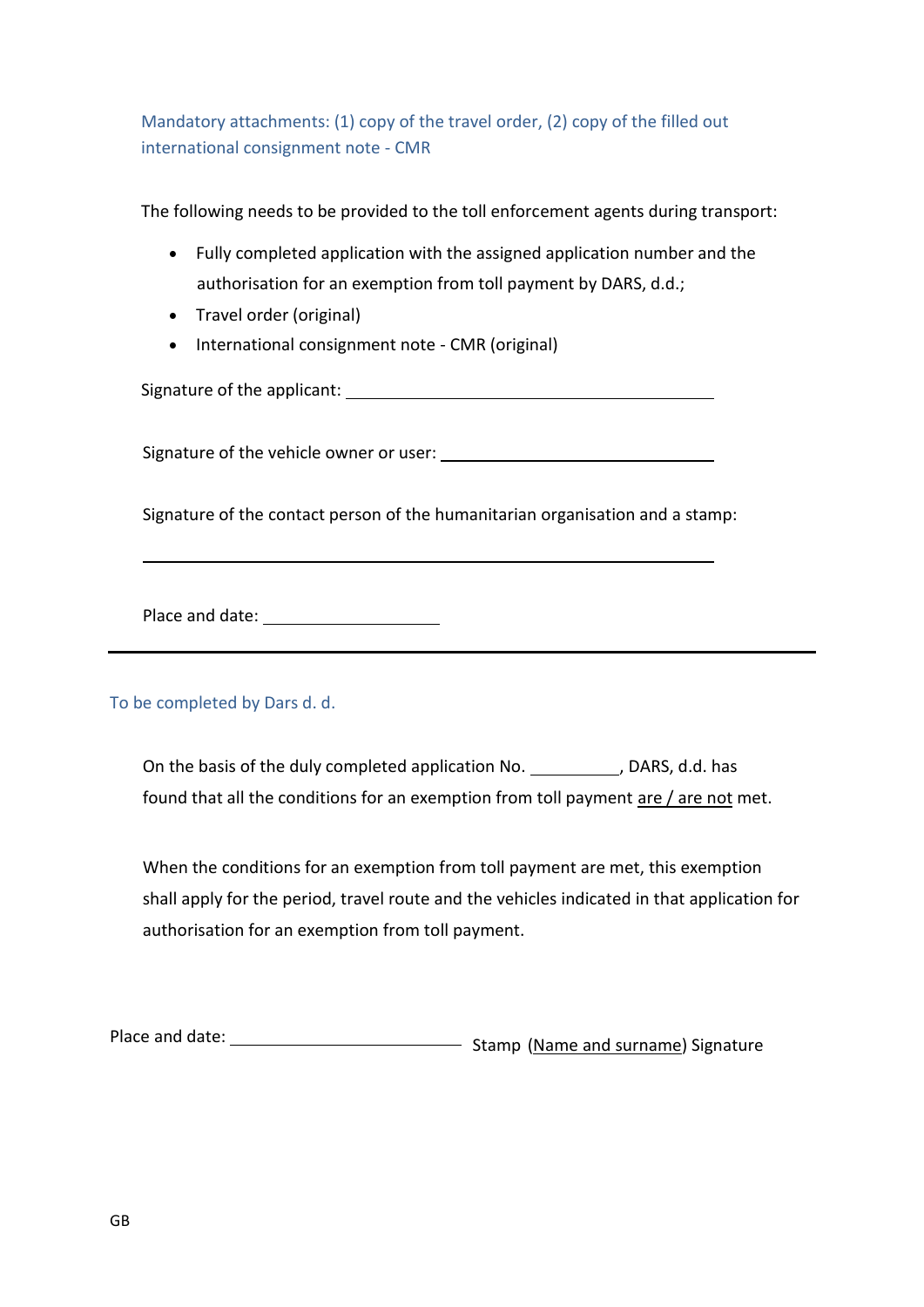Mandatory attachments: (1) copy of the travel order, (2) copy of the filled out international consignment note - CMR

The following needs to be provided to the toll enforcement agents during transport:

- Fully completed application with the assigned application number and the authorisation for an exemption from toll payment by DARS, d.d.;
- Travel order (original)
- International consignment note - CMR (original)

Signature of the applicant: ______________________________

Signature of the vehicle owner or user: ______________________________

Signature of the contact person of the humanitarian organisation and a stamp:

______________________________

Place and date: ____________________

---

To be completed by Dars d. d.

On the basis of the duly completed application No. __________, DARS, d.d. has found that all the conditions for an exemption from toll payment are / are not met.

When the conditions for an exemption from toll payment are met, this exemption shall apply for the period, travel route and the vehicles indicated in that application for authorisation for an exemption from toll payment.

Place and date: ______________________ Stamp (Name and surname) Signature

GB